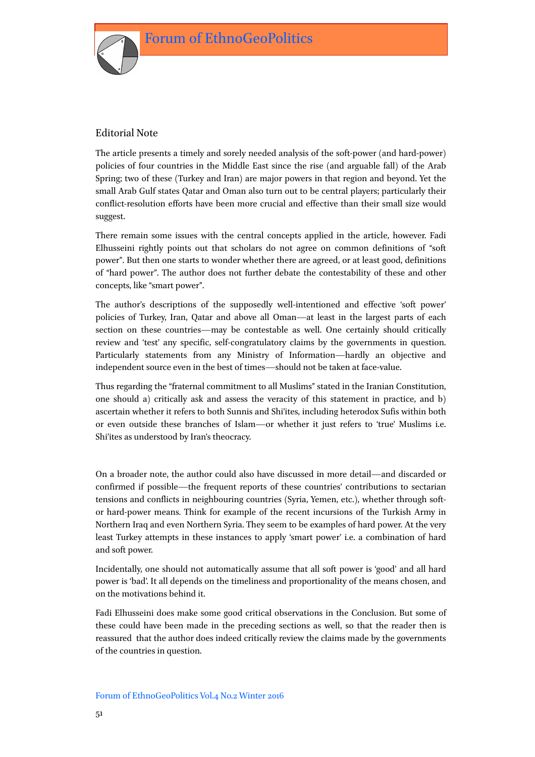## Editorial Note

The article presents a timely and sorely needed analysis of the soft-power (and hard-power) policies of four countries in the Middle East since the rise (and arguable fall) of the Arab Spring; two of these (Turkey and Iran) are major powers in that region and beyond. Yet the small Arab Gulf states Qatar and Oman also turn out to be central players; particularly their conflict-resolution efforts have been more crucial and effective than their small size would suggest.

There remain some issues with the central concepts applied in the article, however. Fadi Elhusseini rightly points out that scholars do not agree on common definitions of "soft power". But then one starts to wonder whether there are agreed, or at least good, definitions of "hard power". The author does not further debate the contestability of these and other concepts, like "smart power".

The author's descriptions of the supposedly well-intentioned and effective 'soft power' policies of Turkey, Iran, Qatar and above all Oman—at least in the largest parts of each section on these countries—may be contestable as well. One certainly should critically review and 'test' any specific, self-congratulatory claims by the governments in question. Particularly statements from any Ministry of Information—hardly an objective and independent source even in the best of times—should not be taken at face-value.

Thus regarding the "fraternal commitment to all Muslims" stated in the Iranian Constitution, one should a) critically ask and assess the veracity of this statement in practice, and b) ascertain whether it refers to both Sunnis and Shi'ites, including heterodox Sufis within both or even outside these branches of Islam—or whether it just refers to 'true' Muslims i.e. Shi'ites as understood by Iran's theocracy.

On a broader note, the author could also have discussed in more detail—and discarded or confirmed if possible—the frequent reports of these countries' contributions to sectarian tensions and conflicts in neighbouring countries (Syria, Yemen, etc.), whether through soft- or hard-power means. Think for example of the recent incursions of the Turkish Army in Northern Iraq and even Northern Syria. They seem to be examples of hard power. At the very least Turkey attempts in these instances to apply 'smart power' i.e. a combination of hard and soft power.

Incidentally, one should not automatically assume that all soft power is 'good' and all hard power is 'bad'. It all depends on the timeliness and proportionality of the means chosen, and on the motivations behind it.

Fadi Elhusseini does make some good critical observations in the Conclusion. But some of these could have been made in the preceding sections as well, so that the reader then is reassured that the author does indeed critically review the claims made by the governments of the countries in question.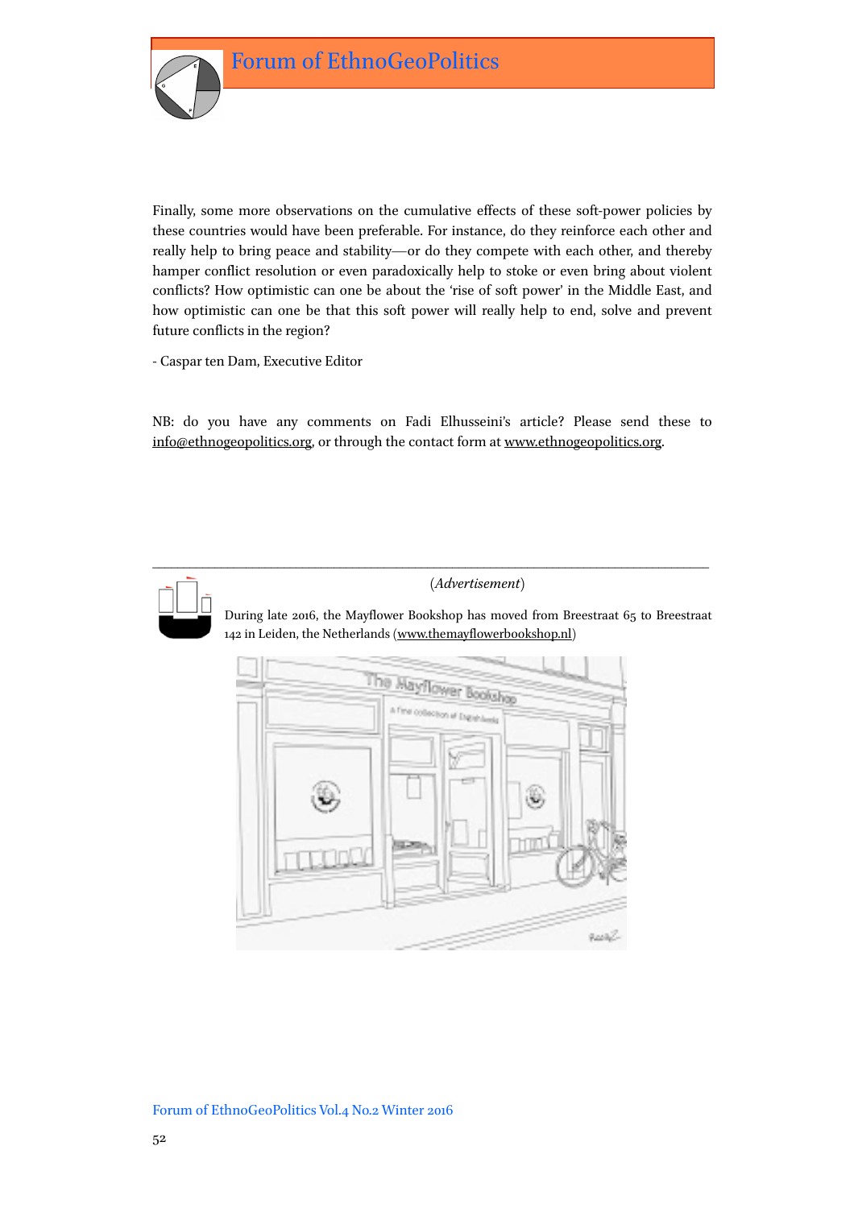Finally, some more observations on the cumulative effects of these soft-power policies by these countries would have been preferable. For instance, do they reinforce each other and really help to bring peace and stability—or do they compete with each other, and thereby hamper conflict resolution or even paradoxically help to stoke or even bring about violent conflicts? How optimistic can one be about the 'rise of soft power' in the Middle East, and how optimistic can one be that this soft power will really help to end, solve and prevent future conflicts in the region?

- Caspar ten Dam, Executive Editor

NB: do you have any comments on Fadi Elhusseini's article? Please send these to info@ethnogeopolitics.org, or through the contact form at www.ethnogeopolitics.org.

---

(*Advertisement*)

During late 2016, the Mayflower Bookshop has moved from Breestraat 65 to Breestraat 142 in Leiden, the Netherlands (www.themayflowerbookshop.nl)